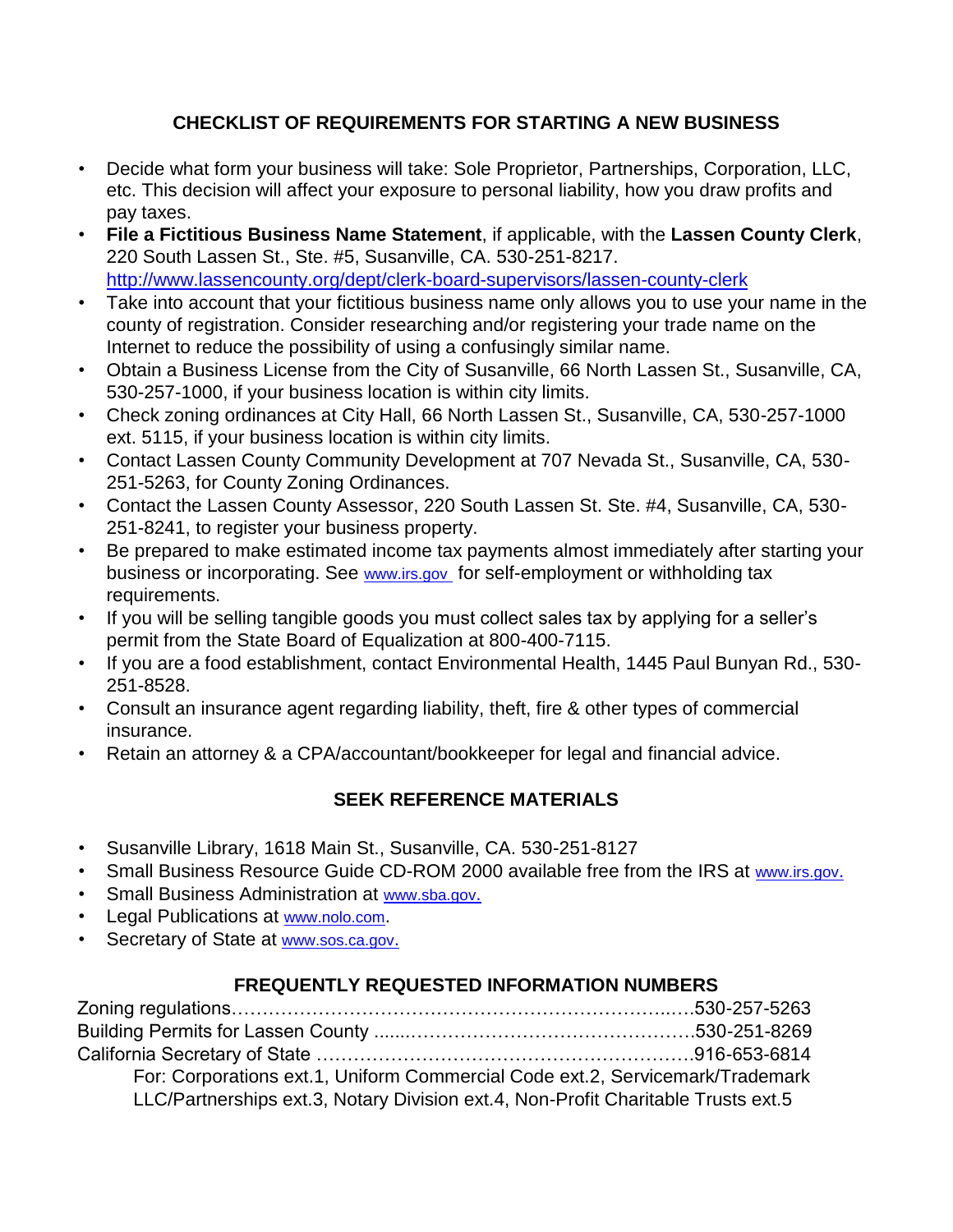## CHECKLIST OF REQUIREMENTS FOR STARTING A NEW BUSINESS

- Decide what form your business will take: Sole Proprietor, Partnerships, Corporation, LLC, etc. This decision will affect your exposure to personal liability, how you draw profits and pay taxes.
- **File a Fictitious Business Name Statement**, if applicable, with the **Lassen County Clerk**, 220 South Lassen St., Ste. #5, Susanville, CA. 530-251-8217. http://www.lassencounty.org/dept/clerk-board-supervisors/lassen-county-clerk
- Take into account that your fictitious business name only allows you to use your name in the county of registration. Consider researching and/or registering your trade name on the Internet to reduce the possibility of using a confusingly similar name.
- Obtain a Business License from the City of Susanville, 66 North Lassen St., Susanville, CA, 530-257-1000, if your business location is within city limits.
- Check zoning ordinances at City Hall, 66 North Lassen St., Susanville, CA, 530-257-1000 ext. 5115, if your business location is within city limits.
- Contact Lassen County Community Development at 707 Nevada St., Susanville, CA, 530-251-5263, for County Zoning Ordinances.
- Contact the Lassen County Assessor, 220 South Lassen St. Ste. #4, Susanville, CA, 530-251-8241, to register your business property.
- Be prepared to make estimated income tax payments almost immediately after starting your business or incorporating. See www.irs.gov for self-employment or withholding tax requirements.
- If you will be selling tangible goods you must collect sales tax by applying for a seller's permit from the State Board of Equalization at 800-400-7115.
- If you are a food establishment, contact Environmental Health, 1445 Paul Bunyan Rd., 530-251-8528.
- Consult an insurance agent regarding liability, theft, fire & other types of commercial insurance.
- Retain an attorney & a CPA/accountant/bookkeeper for legal and financial advice.

## SEEK REFERENCE MATERIALS

- Susanville Library, 1618 Main St., Susanville, CA. 530-251-8127
- Small Business Resource Guide CD-ROM 2000 available free from the IRS at www.irs.gov.
- Small Business Administration at www.sba.gov.
- Legal Publications at www.nolo.com.
- Secretary of State at www.sos.ca.gov.

## FREQUENTLY REQUESTED INFORMATION NUMBERS

Zoning regulations……………………………………………………………530-257-5263
Building Permits for Lassen County ……………………………………………530-251-8269
California Secretary of State …………………………………………………916-653-6814

For: Corporations ext.1, Uniform Commercial Code ext.2, Servicemark/Trademark LLC/Partnerships ext.3, Notary Division ext.4, Non-Profit Charitable Trusts ext.5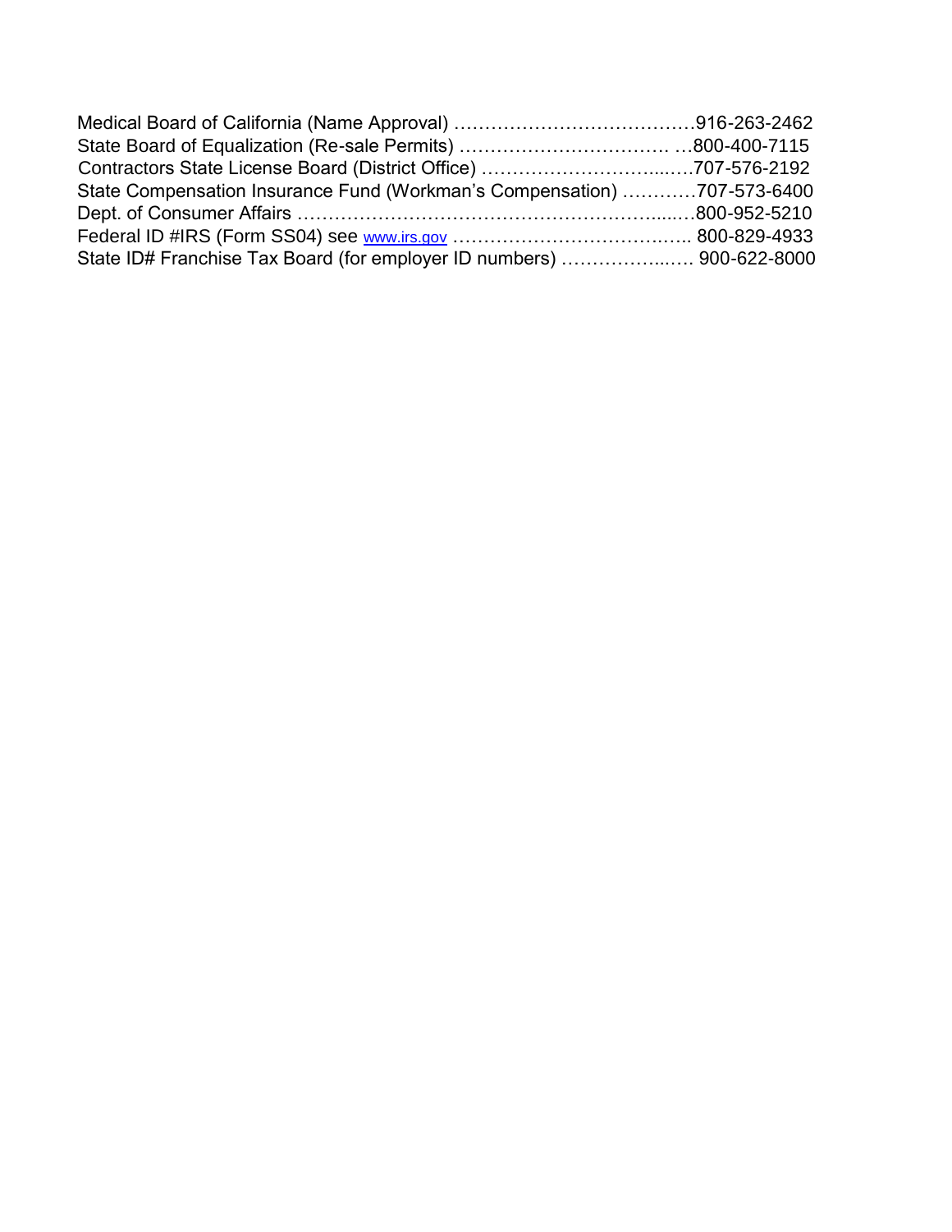Medical Board of California (Name Approval) …………………………………916-263-2462
State Board of Equalization (Re-sale Permits) ……………….……………. …800-400-7115
Contractors State License Board (District Office) ……………………….....….707-576-2192
State Compensation Insurance Fund (Workman's Compensation) …………707-573-6400
Dept. of Consumer Affairs ………………………………………………….....….800-952-5210
Federal ID #IRS (Form SS04) see www.irs.gov …………………………….….. 800-829-4933
State ID# Franchise Tax Board (for employer ID numbers) ……………...….. 900-622-8000